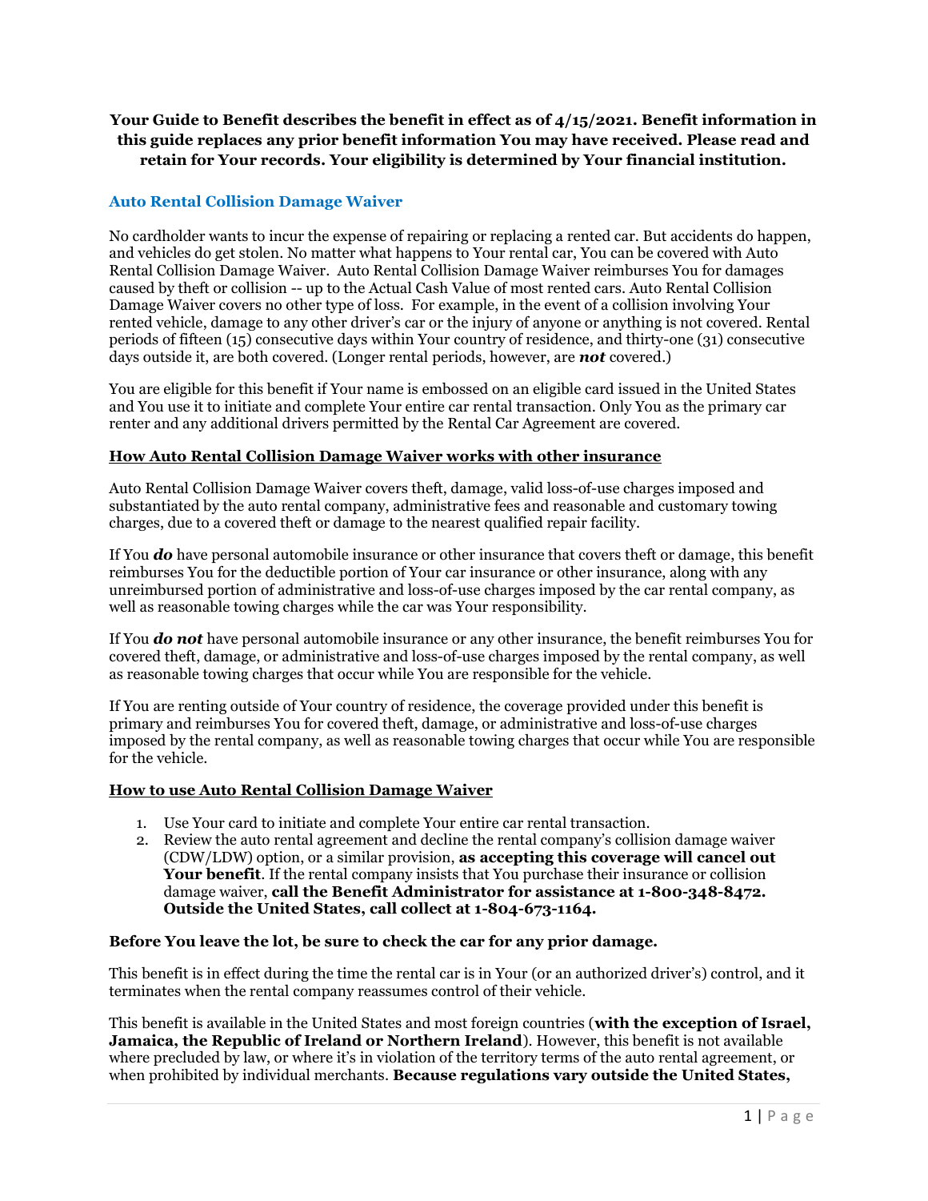**Your Guide to Benefit describes the benefit in effect as of 4/15/2021. Benefit information in this guide replaces any prior benefit information You may have received. Please read and retain for Your records. Your eligibility is determined by Your financial institution.**

## Auto Rental Collision Damage Waiver

No cardholder wants to incur the expense of repairing or replacing a rented car. But accidents do happen, and vehicles do get stolen. No matter what happens to Your rental car, You can be covered with Auto Rental Collision Damage Waiver. Auto Rental Collision Damage Waiver reimburses You for damages caused by theft or collision -- up to the Actual Cash Value of most rented cars. Auto Rental Collision Damage Waiver covers no other type of loss. For example, in the event of a collision involving Your rented vehicle, damage to any other driver's car or the injury of anyone or anything is not covered. Rental periods of fifteen (15) consecutive days within Your country of residence, and thirty-one (31) consecutive days outside it, are both covered. (Longer rental periods, however, are ***not*** covered.)

You are eligible for this benefit if Your name is embossed on an eligible card issued in the United States and You use it to initiate and complete Your entire car rental transaction. Only You as the primary car renter and any additional drivers permitted by the Rental Car Agreement are covered.

### <u>How Auto Rental Collision Damage Waiver works with other insurance</u>

Auto Rental Collision Damage Waiver covers theft, damage, valid loss-of-use charges imposed and substantiated by the auto rental company, administrative fees and reasonable and customary towing charges, due to a covered theft or damage to the nearest qualified repair facility.

If You ***do*** have personal automobile insurance or other insurance that covers theft or damage, this benefit reimburses You for the deductible portion of Your car insurance or other insurance, along with any unreimbursed portion of administrative and loss-of-use charges imposed by the car rental company, as well as reasonable towing charges while the car was Your responsibility.

If You ***do not*** have personal automobile insurance or any other insurance, the benefit reimburses You for covered theft, damage, or administrative and loss-of-use charges imposed by the rental company, as well as reasonable towing charges that occur while You are responsible for the vehicle.

If You are renting outside of Your country of residence, the coverage provided under this benefit is primary and reimburses You for covered theft, damage, or administrative and loss-of-use charges imposed by the rental company, as well as reasonable towing charges that occur while You are responsible for the vehicle.

### <u>How to use Auto Rental Collision Damage Waiver</u>

1. Use Your card to initiate and complete Your entire car rental transaction.
2. Review the auto rental agreement and decline the rental company's collision damage waiver (CDW/LDW) option, or a similar provision, **as accepting this coverage will cancel out Your benefit**. If the rental company insists that You purchase their insurance or collision damage waiver, **call the Benefit Administrator for assistance at 1-800-348-8472. Outside the United States, call collect at 1-804-673-1164.**

**Before You leave the lot, be sure to check the car for any prior damage.**

This benefit is in effect during the time the rental car is in Your (or an authorized driver's) control, and it terminates when the rental company reassumes control of their vehicle.

This benefit is available in the United States and most foreign countries (**with the exception of Israel, Jamaica, the Republic of Ireland or Northern Ireland**). However, this benefit is not available where precluded by law, or where it's in violation of the territory terms of the auto rental agreement, or when prohibited by individual merchants. **Because regulations vary outside the United States,**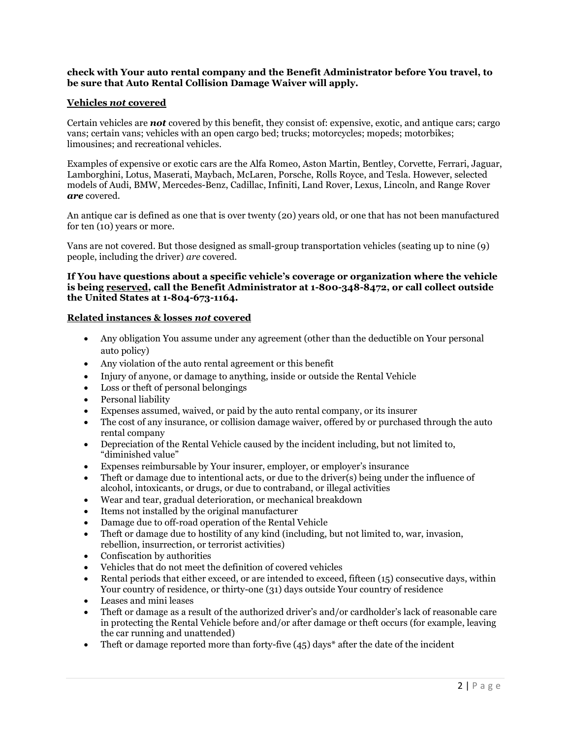**check with Your auto rental company and the Benefit Administrator before You travel, to be sure that Auto Rental Collision Damage Waiver will apply.**

### Vehicles *not* covered

Certain vehicles are ***not*** covered by this benefit, they consist of: expensive, exotic, and antique cars; cargo vans; certain vans; vehicles with an open cargo bed; trucks; motorcycles; mopeds; motorbikes; limousines; and recreational vehicles.

Examples of expensive or exotic cars are the Alfa Romeo, Aston Martin, Bentley, Corvette, Ferrari, Jaguar, Lamborghini, Lotus, Maserati, Maybach, McLaren, Porsche, Rolls Royce, and Tesla. However, selected models of Audi, BMW, Mercedes-Benz, Cadillac, Infiniti, Land Rover, Lexus, Lincoln, and Range Rover ***are*** covered.

An antique car is defined as one that is over twenty (20) years old, or one that has not been manufactured for ten (10) years or more.

Vans are not covered. But those designed as small-group transportation vehicles (seating up to nine (9) people, including the driver) *are* covered.

**If You have questions about a specific vehicle's coverage or organization where the vehicle is being reserved, call the Benefit Administrator at 1-800-348-8472, or call collect outside the United States at 1-804-673-1164.**

### Related instances & losses *not* covered

- Any obligation You assume under any agreement (other than the deductible on Your personal auto policy)
- Any violation of the auto rental agreement or this benefit
- Injury of anyone, or damage to anything, inside or outside the Rental Vehicle
- Loss or theft of personal belongings
- Personal liability
- Expenses assumed, waived, or paid by the auto rental company, or its insurer
- The cost of any insurance, or collision damage waiver, offered by or purchased through the auto rental company
- Depreciation of the Rental Vehicle caused by the incident including, but not limited to, "diminished value"
- Expenses reimbursable by Your insurer, employer, or employer's insurance
- Theft or damage due to intentional acts, or due to the driver(s) being under the influence of alcohol, intoxicants, or drugs, or due to contraband, or illegal activities
- Wear and tear, gradual deterioration, or mechanical breakdown
- Items not installed by the original manufacturer
- Damage due to off-road operation of the Rental Vehicle
- Theft or damage due to hostility of any kind (including, but not limited to, war, invasion, rebellion, insurrection, or terrorist activities)
- Confiscation by authorities
- Vehicles that do not meet the definition of covered vehicles
- Rental periods that either exceed, or are intended to exceed, fifteen (15) consecutive days, within Your country of residence, or thirty-one (31) days outside Your country of residence
- Leases and mini leases
- Theft or damage as a result of the authorized driver's and/or cardholder's lack of reasonable care in protecting the Rental Vehicle before and/or after damage or theft occurs (for example, leaving the car running and unattended)
- Theft or damage reported more than forty-five (45) days* after the date of the incident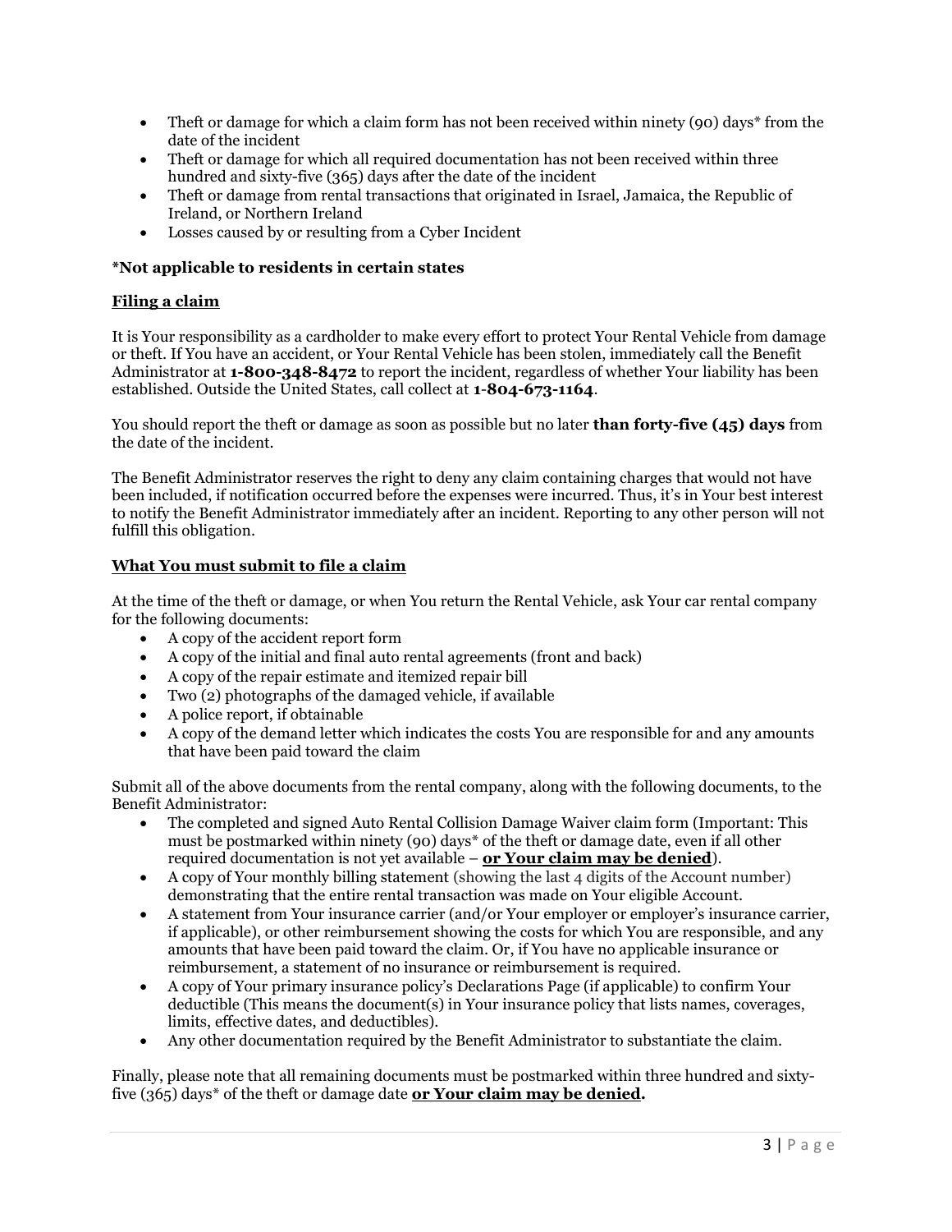- Theft or damage for which a claim form has not been received within ninety (90) days* from the date of the incident
- Theft or damage for which all required documentation has not been received within three hundred and sixty-five (365) days after the date of the incident
- Theft or damage from rental transactions that originated in Israel, Jamaica, the Republic of Ireland, or Northern Ireland
- Losses caused by or resulting from a Cyber Incident

**\*Not applicable to residents in certain states**

**Filing a claim**

It is Your responsibility as a cardholder to make every effort to protect Your Rental Vehicle from damage or theft. If You have an accident, or Your Rental Vehicle has been stolen, immediately call the Benefit Administrator at **1-800-348-8472** to report the incident, regardless of whether Your liability has been established. Outside the United States, call collect at **1-804-673-1164**.

You should report the theft or damage as soon as possible but no later **than forty-five (45) days** from the date of the incident.

The Benefit Administrator reserves the right to deny any claim containing charges that would not have been included, if notification occurred before the expenses were incurred. Thus, it's in Your best interest to notify the Benefit Administrator immediately after an incident. Reporting to any other person will not fulfill this obligation.

**What You must submit to file a claim**

At the time of the theft or damage, or when You return the Rental Vehicle, ask Your car rental company for the following documents:

- A copy of the accident report form
- A copy of the initial and final auto rental agreements (front and back)
- A copy of the repair estimate and itemized repair bill
- Two (2) photographs of the damaged vehicle, if available
- A police report, if obtainable
- A copy of the demand letter which indicates the costs You are responsible for and any amounts that have been paid toward the claim

Submit all of the above documents from the rental company, along with the following documents, to the Benefit Administrator:

- The completed and signed Auto Rental Collision Damage Waiver claim form (Important: This must be postmarked within ninety (90) days* of the theft or damage date, even if all other required documentation is not yet available – **or Your claim may be denied**).
- A copy of Your monthly billing statement (showing the last 4 digits of the Account number) demonstrating that the entire rental transaction was made on Your eligible Account.
- A statement from Your insurance carrier (and/or Your employer or employer's insurance carrier, if applicable), or other reimbursement showing the costs for which You are responsible, and any amounts that have been paid toward the claim. Or, if You have no applicable insurance or reimbursement, a statement of no insurance or reimbursement is required.
- A copy of Your primary insurance policy's Declarations Page (if applicable) to confirm Your deductible (This means the document(s) in Your insurance policy that lists names, coverages, limits, effective dates, and deductibles).
- Any other documentation required by the Benefit Administrator to substantiate the claim.

Finally, please note that all remaining documents must be postmarked within three hundred and sixty-five (365) days* of the theft or damage date **or Your claim may be denied.**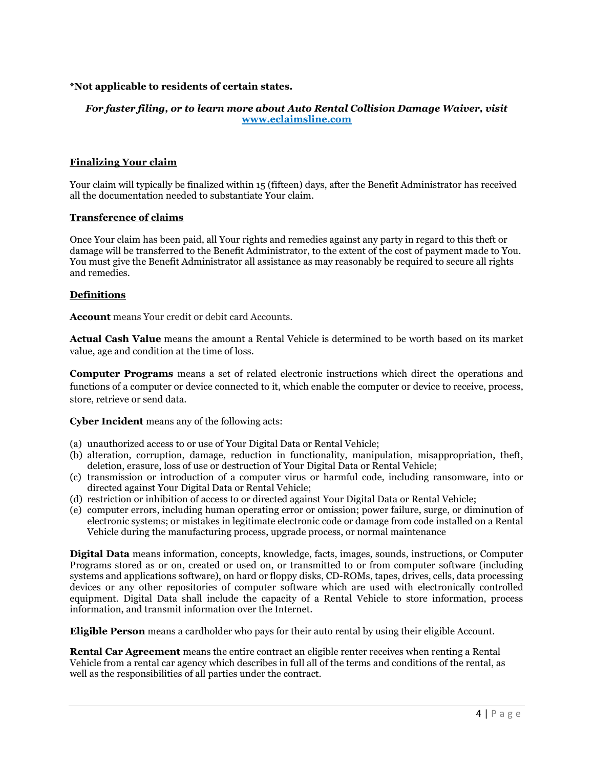**\*Not applicable to residents of certain states.**

***For faster filing, or to learn more about Auto Rental Collision Damage Waiver, visit [www.eclaimsline.com](www.eclaimsline.com)***

**Finalizing Your claim**

Your claim will typically be finalized within 15 (fifteen) days, after the Benefit Administrator has received all the documentation needed to substantiate Your claim.

**Transference of claims**

Once Your claim has been paid, all Your rights and remedies against any party in regard to this theft or damage will be transferred to the Benefit Administrator, to the extent of the cost of payment made to You. You must give the Benefit Administrator all assistance as may reasonably be required to secure all rights and remedies.

**Definitions**

**Account** means Your credit or debit card Accounts.

**Actual Cash Value** means the amount a Rental Vehicle is determined to be worth based on its market value, age and condition at the time of loss.

**Computer Programs** means a set of related electronic instructions which direct the operations and functions of a computer or device connected to it, which enable the computer or device to receive, process, store, retrieve or send data.

**Cyber Incident** means any of the following acts:

(a) unauthorized access to or use of Your Digital Data or Rental Vehicle;
(b) alteration, corruption, damage, reduction in functionality, manipulation, misappropriation, theft, deletion, erasure, loss of use or destruction of Your Digital Data or Rental Vehicle;
(c) transmission or introduction of a computer virus or harmful code, including ransomware, into or directed against Your Digital Data or Rental Vehicle;
(d) restriction or inhibition of access to or directed against Your Digital Data or Rental Vehicle;
(e) computer errors, including human operating error or omission; power failure, surge, or diminution of electronic systems; or mistakes in legitimate electronic code or damage from code installed on a Rental Vehicle during the manufacturing process, upgrade process, or normal maintenance

**Digital Data** means information, concepts, knowledge, facts, images, sounds, instructions, or Computer Programs stored as or on, created or used on, or transmitted to or from computer software (including systems and applications software), on hard or floppy disks, CD-ROMs, tapes, drives, cells, data processing devices or any other repositories of computer software which are used with electronically controlled equipment. Digital Data shall include the capacity of a Rental Vehicle to store information, process information, and transmit information over the Internet.

**Eligible Person** means a cardholder who pays for their auto rental by using their eligible Account.

**Rental Car Agreement** means the entire contract an eligible renter receives when renting a Rental Vehicle from a rental car agency which describes in full all of the terms and conditions of the rental, as well as the responsibilities of all parties under the contract.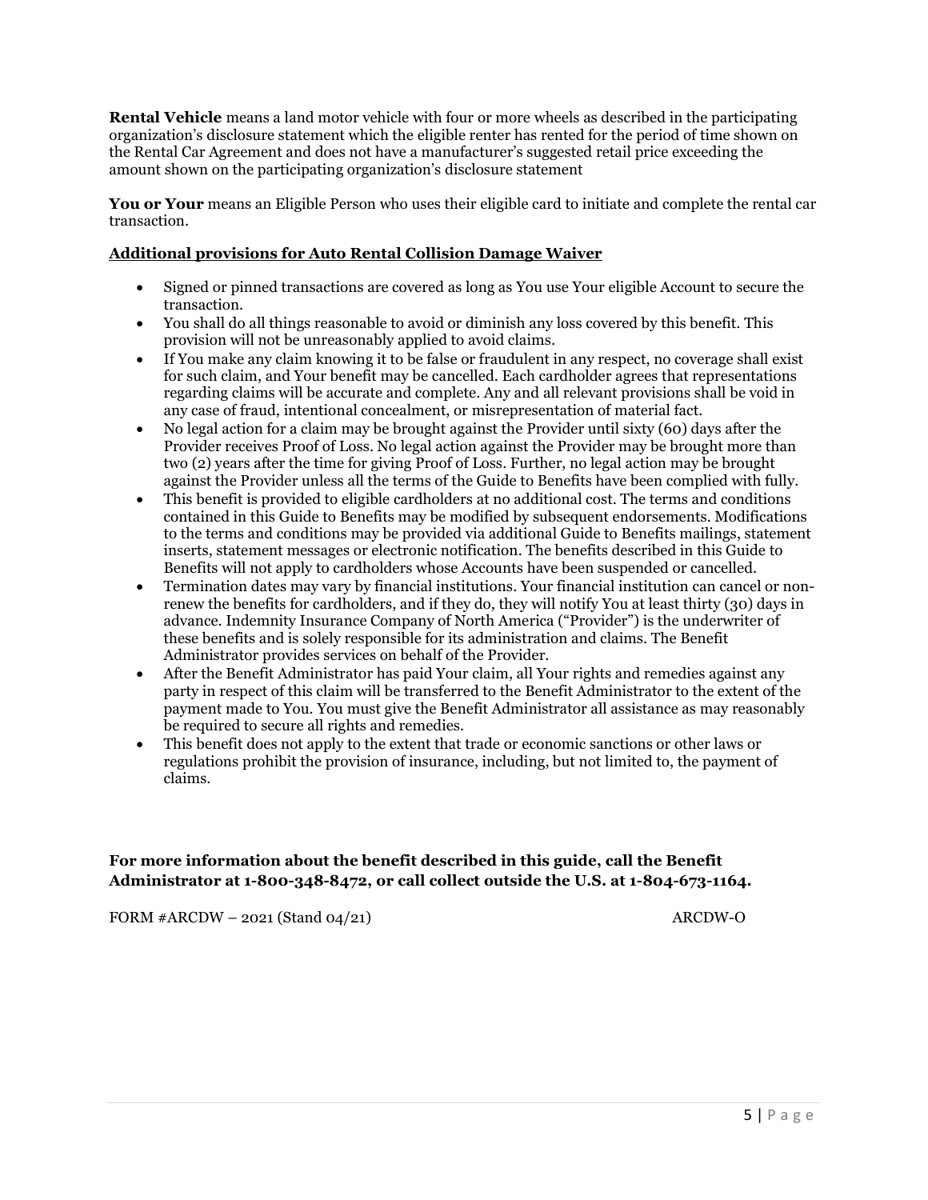**Rental Vehicle** means a land motor vehicle with four or more wheels as described in the participating organization's disclosure statement which the eligible renter has rented for the period of time shown on the Rental Car Agreement and does not have a manufacturer's suggested retail price exceeding the amount shown on the participating organization's disclosure statement

**You or Your** means an Eligible Person who uses their eligible card to initiate and complete the rental car transaction.

**Additional provisions for Auto Rental Collision Damage Waiver**

- Signed or pinned transactions are covered as long as You use Your eligible Account to secure the transaction.
- You shall do all things reasonable to avoid or diminish any loss covered by this benefit. This provision will not be unreasonably applied to avoid claims.
- If You make any claim knowing it to be false or fraudulent in any respect, no coverage shall exist for such claim, and Your benefit may be cancelled. Each cardholder agrees that representations regarding claims will be accurate and complete. Any and all relevant provisions shall be void in any case of fraud, intentional concealment, or misrepresentation of material fact.
- No legal action for a claim may be brought against the Provider until sixty (60) days after the Provider receives Proof of Loss. No legal action against the Provider may be brought more than two (2) years after the time for giving Proof of Loss. Further, no legal action may be brought against the Provider unless all the terms of the Guide to Benefits have been complied with fully.
- This benefit is provided to eligible cardholders at no additional cost. The terms and conditions contained in this Guide to Benefits may be modified by subsequent endorsements. Modifications to the terms and conditions may be provided via additional Guide to Benefits mailings, statement inserts, statement messages or electronic notification. The benefits described in this Guide to Benefits will not apply to cardholders whose Accounts have been suspended or cancelled.
- Termination dates may vary by financial institutions. Your financial institution can cancel or non-renew the benefits for cardholders, and if they do, they will notify You at least thirty (30) days in advance. Indemnity Insurance Company of North America ("Provider") is the underwriter of these benefits and is solely responsible for its administration and claims. The Benefit Administrator provides services on behalf of the Provider.
- After the Benefit Administrator has paid Your claim, all Your rights and remedies against any party in respect of this claim will be transferred to the Benefit Administrator to the extent of the payment made to You. You must give the Benefit Administrator all assistance as may reasonably be required to secure all rights and remedies.
- This benefit does not apply to the extent that trade or economic sanctions or other laws or regulations prohibit the provision of insurance, including, but not limited to, the payment of claims.

**For more information about the benefit described in this guide, call the Benefit Administrator at 1-800-348-8472, or call collect outside the U.S. at 1-804-673-1164.**

FORM #ARCDW – 2021 (Stand 04/21) ARCDW-O